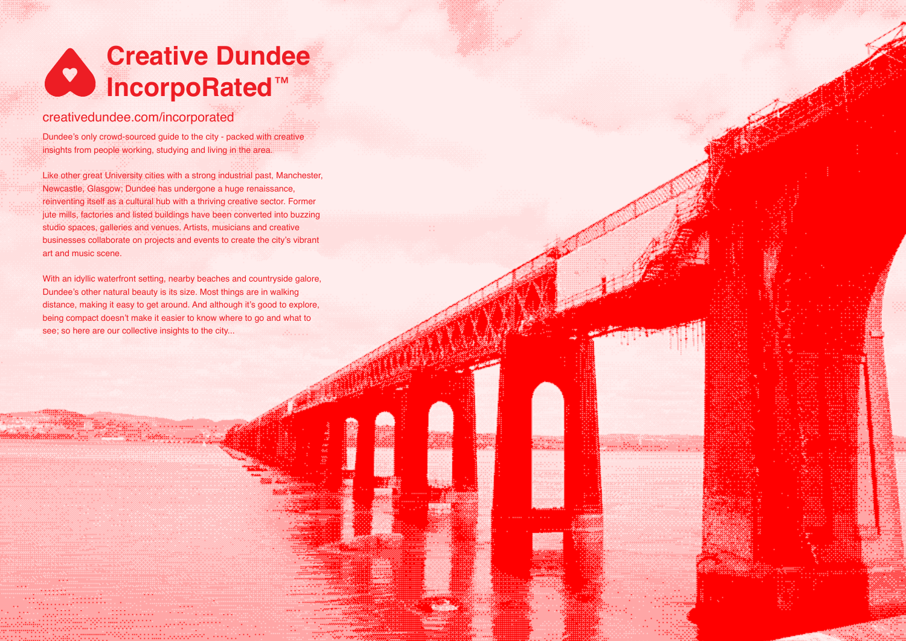# Creative Dundee IncorpoRated™

creativedundee.com/incorporated

Dundee's only crowd-sourced guide to the city - packed with creative insights from people working, studying and living in the area.

Like other great University cities with a strong industrial past, Manchester, Newcastle, Glasgow; Dundee has undergone a huge renaissance, reinventing itself as a cultural hub with a thriving creative sector. Former jute mills, factories and listed buildings have been converted into buzzing studio spaces, galleries and venues. Artists, musicians and creative businesses collaborate on projects and events to create the city's vibrant art and music scene.

With an idyllic waterfront setting, nearby beaches and countryside galore, Dundee's other natural beauty is its size. Most things are in walking distance, making it easy to get around. And although it's good to explore, being compact doesn't make it easier to know where to go and what to see; so here are our collective insights to the city...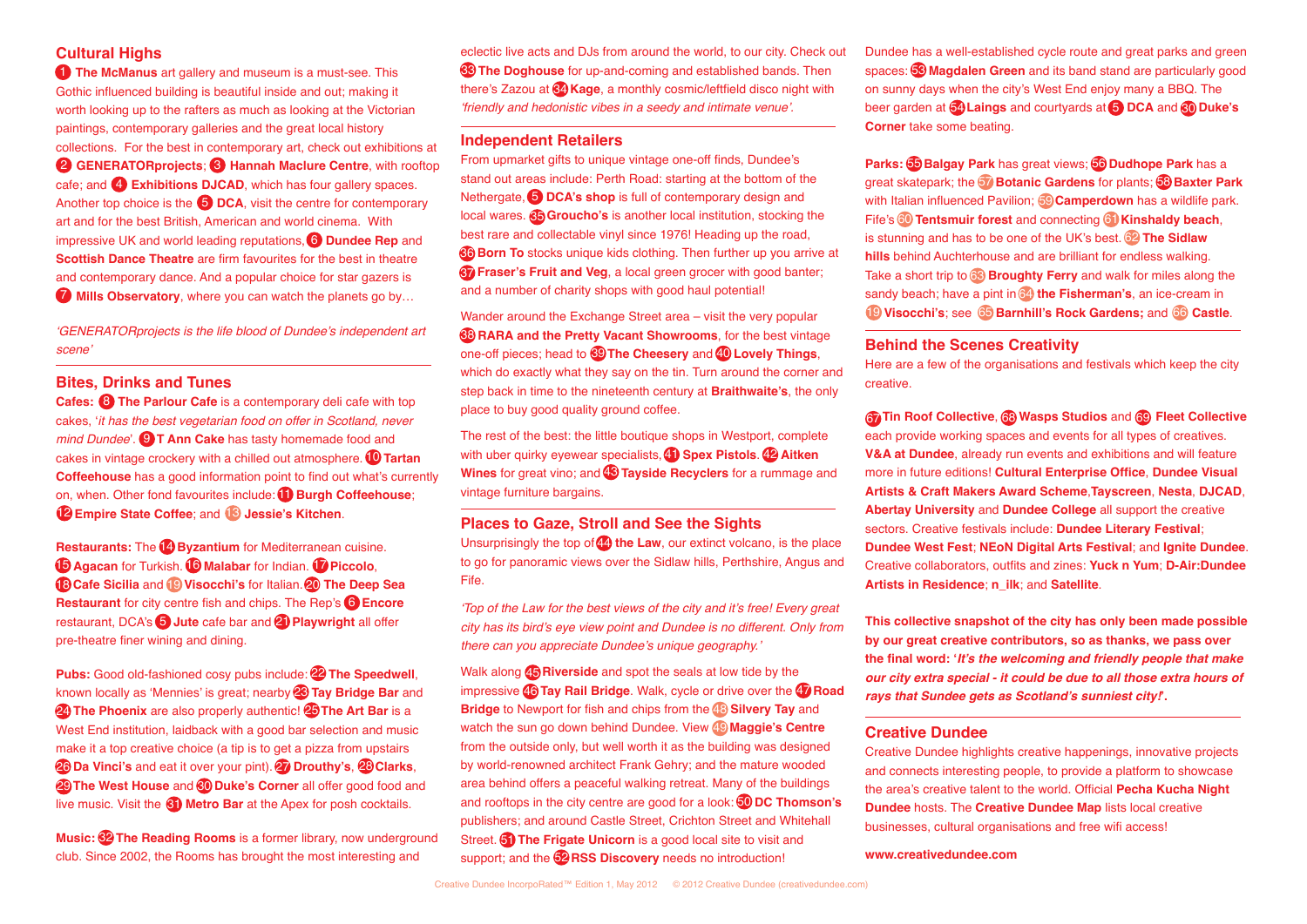## Cultural Highs

1 **The McManus** art gallery and museum is a must-see. This Gothic influenced building is beautiful inside and out; making it worth looking up to the rafters as much as looking at the Victorian paintings, contemporary galleries and the great local history collections. For the best in contemporary art, check out exhibitions at 2 **GENERATORprojects**; 3 **Hannah Maclure Centre**, with rooftop cafe; and 4 **Exhibitions DJCAD**, which has four gallery spaces. Another top choice is the 5 **DCA**, visit the centre for contemporary art and for the best British, American and world cinema. With impressive UK and world leading reputations, 6 **Dundee Rep** and **Scottish Dance Theatre** are firm favourites for the best in theatre and contemporary dance. And a popular choice for star gazers is 7 **Mills Observatory**, where you can watch the planets go by…

*'GENERATORprojects is the life blood of Dundee's independent art scene'*

## Bites, Drinks and Tunes

**Cafes:** 8 **The Parlour Cafe** is a contemporary deli cafe with top cakes, '*it has the best vegetarian food on offer in Scotland, never mind Dundee*'. 9 **T Ann Cake** has tasty homemade food and cakes in vintage crockery with a chilled out atmosphere. 10 **Tartan Coffeehouse** has a good information point to find out what's currently on, when. Other fond favourites include: 11 **Burgh Coffeehouse**; 12 **Empire State Coffee**; and 13 **Jessie's Kitchen**.

**Restaurants:** The 14 **Byzantium** for Mediterranean cuisine. 15 **Agacan** for Turkish. 16 **Malabar** for Indian. 17 **Piccolo**, 18 **Cafe Sicilia** and 19 **Visocchi's** for Italian. 20 **The Deep Sea Restaurant** for city centre fish and chips. The Rep's 6 **Encore** restaurant, DCA's 5 **Jute** cafe bar and 21 **Playwright** all offer pre-theatre finer wining and dining.

**Pubs:** Good old-fashioned cosy pubs include: 22 **The Speedwell**, known locally as 'Mennies' is great; nearby 23 **Tay Bridge Bar** and 24 **The Phoenix** are also properly authentic! 25 **The Art Bar** is a West End institution, laidback with a good bar selection and music make it a top creative choice (a tip is to get a pizza from upstairs 26 **Da Vinci's** and eat it over your pint). 27 **Drouthy's**, 28 **Clarks**, 29 **The West House** and 30 **Duke's Corner** all offer good food and live music. Visit the 31 **Metro Bar** at the Apex for posh cocktails.

**Music:** 32 **The Reading Rooms** is a former library, now underground club. Since 2002, the Rooms has brought the most interesting and eclectic live acts and DJs from around the world, to our city. Check out 33 **The Doghouse** for up-and-coming and established bands. Then there's Zazou at 34 **Kage**, a monthly cosmic/leftfield disco night with *'friendly and hedonistic vibes in a seedy and intimate venue'.*

## Independent Retailers

From upmarket gifts to unique vintage one-off finds, Dundee's stand out areas include: Perth Road: starting at the bottom of the Nethergate, 5 **DCA's shop** is full of contemporary design and local wares. 35 **Groucho's** is another local institution, stocking the best rare and collectable vinyl since 1976! Heading up the road, 36 **Born To** stocks unique kids clothing. Then further up you arrive at 37 **Fraser's Fruit and Veg**, a local green grocer with good banter; and a number of charity shops with good haul potential!

Wander around the Exchange Street area – visit the very popular 38 **RARA and the Pretty Vacant Showrooms**, for the best vintage one-off pieces; head to 39 **The Cheesery** and 40 **Lovely Things**, which do exactly what they say on the tin. Turn around the corner and step back in time to the nineteenth century at **Braithwaite's**, the only place to buy good quality ground coffee.

The rest of the best: the little boutique shops in Westport, complete with uber quirky eyewear specialists, 41 **Spex Pistols**. 42 **Aitken Wines** for great vino; and 43 **Tayside Recyclers** for a rummage and vintage furniture bargains.

## Places to Gaze, Stroll and See the Sights

Unsurprisingly the top of 44 **the Law**, our extinct volcano, is the place to go for panoramic views over the Sidlaw hills, Perthshire, Angus and Fife.

*'Top of the Law for the best views of the city and it's free! Every great city has its bird's eye view point and Dundee is no different. Only from there can you appreciate Dundee's unique geography.'*

Walk along 45 **Riverside** and spot the seals at low tide by the impressive 46 **Tay Rail Bridge**. Walk, cycle or drive over the 47 **Road Bridge** to Newport for fish and chips from the 48 **Silvery Tay** and watch the sun go down behind Dundee. View 49 **Maggie's Centre** from the outside only, but well worth it as the building was designed by world-renowned architect Frank Gehry; and the mature wooded area behind offers a peaceful walking retreat. Many of the buildings and rooftops in the city centre are good for a look: 50 **DC Thomson's** publishers; and around Castle Street, Crichton Street and Whitehall Street. 51 **The Frigate Unicorn** is a good local site to visit and support; and the 52 **RSS Discovery** needs no introduction!

Dundee has a well-established cycle route and great parks and green spaces: 53 **Magdalen Green** and its band stand are particularly good on sunny days when the city's West End enjoy many a BBQ. The beer garden at 54 **Laings** and courtyards at 5 **DCA** and 30 **Duke's Corner** take some beating.

**Parks:** 55 **Balgay Park** has great views; 56 **Dudhope Park** has a great skatepark; the 57 **Botanic Gardens** for plants; 58 **Baxter Park** with Italian influenced Pavilion; 59 **Camperdown** has a wildlife park. Fife's 60 **Tentsmuir forest** and connecting 61 **Kinshaldy beach**, is stunning and has to be one of the UK's best. 62 **The Sidlaw hills** behind Auchterhouse and are brilliant for endless walking. Take a short trip to 63 **Broughty Ferry** and walk for miles along the sandy beach; have a pint in 64 **the Fisherman's**, an ice-cream in 19 **Visocchi's**; see 65 **Barnhill's Rock Gardens;** and 66 **Castle**.

## Behind the Scenes Creativity

Here are a few of the organisations and festivals which keep the city creative.

67 **Tin Roof Collective**, 68 **Wasps Studios** and 69 **Fleet Collective** each provide working spaces and events for all types of creatives. **V&A at Dundee**, already run events and exhibitions and will feature more in future editions! **Cultural Enterprise Office**, **Dundee Visual Artists & Craft Makers Award Scheme**, **Tayscreen**, **Nesta**, **DJCAD**, **Abertay University** and **Dundee College** all support the creative sectors. Creative festivals include: **Dundee Literary Festival**; **Dundee West Fest**; **NEoN Digital Arts Festival**; and **Ignite Dundee**. Creative collaborators, outfits and zines: **Yuck n Yum**; **D-Air:Dundee Artists in Residence**; **n_ilk**; and **Satellite**.

**This collective snapshot of the city has only been made possible by our great creative contributors, so as thanks, we pass over the final word: '*It's the welcoming and friendly people that make our city extra special - it could be due to all those extra hours of rays that Sundee gets as Scotland's sunniest city!*'.**

## Creative Dundee

Creative Dundee highlights creative happenings, innovative projects and connects interesting people, to provide a platform to showcase the area's creative talent to the world. Official **Pecha Kucha Night Dundee** hosts. The **Creative Dundee Map** lists local creative businesses, cultural organisations and free wifi access!

**www.creativedundee.com**

Creative Dundee IncorpoRated™ Edition 1, May 2012 © 2012 Creative Dundee (creativedundee.com)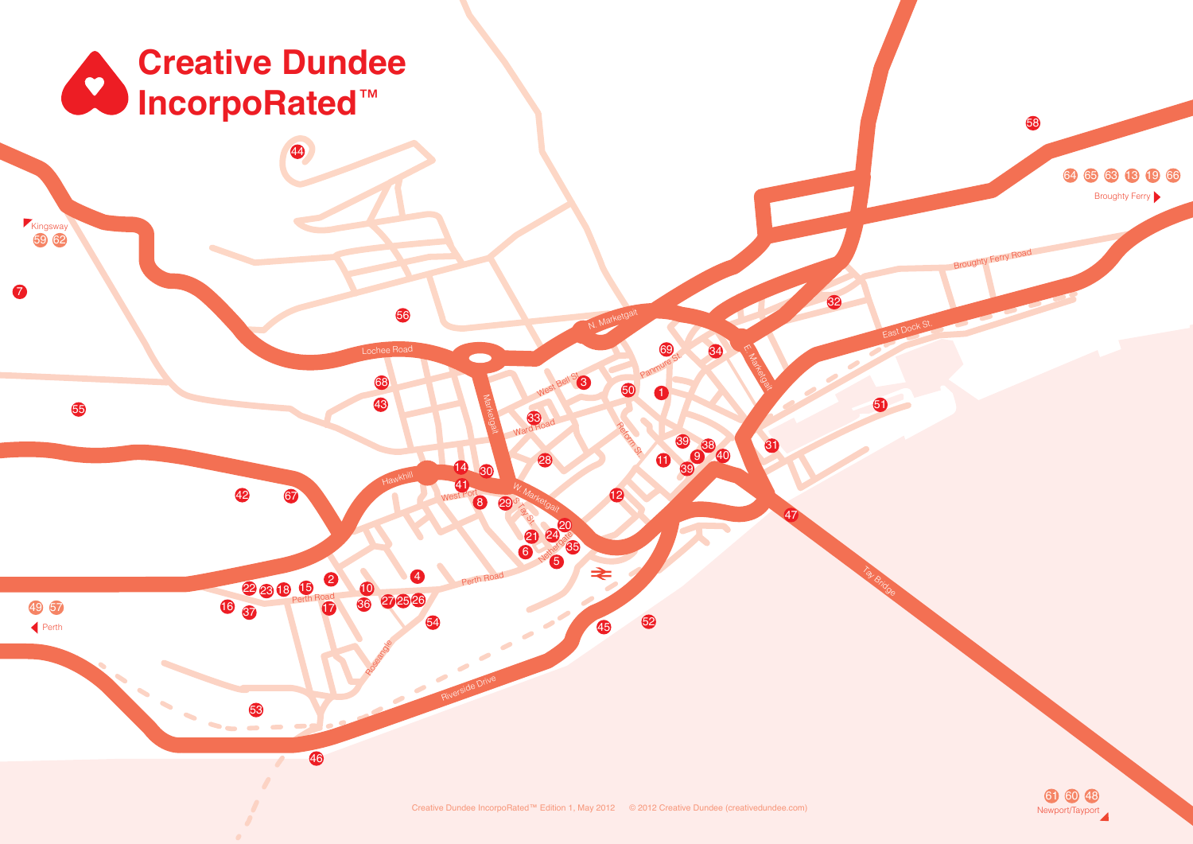# Creative Dundee IncorpoRated™

Kingsway 59 62

Broughty Ferry 64 65 63 13 19 66

Perth 49 57

Newport/Tayport 61 60 48

Lochee Road

N. Marketgait

Marketgait

West Bell St

Panmure St

E. Marketgait

Ward Road

Reform St

Hawkhill

West Port

W. Marketgait

S. Tay St

Nethergate

Perth Road

Roseangle

Riverside Drive

Tay Bridge

East Dock St

Broughty Ferry Road

Creative Dundee IncorpoRated™ Edition 1, May 2012     © 2012 Creative Dundee (creativedundee.com)